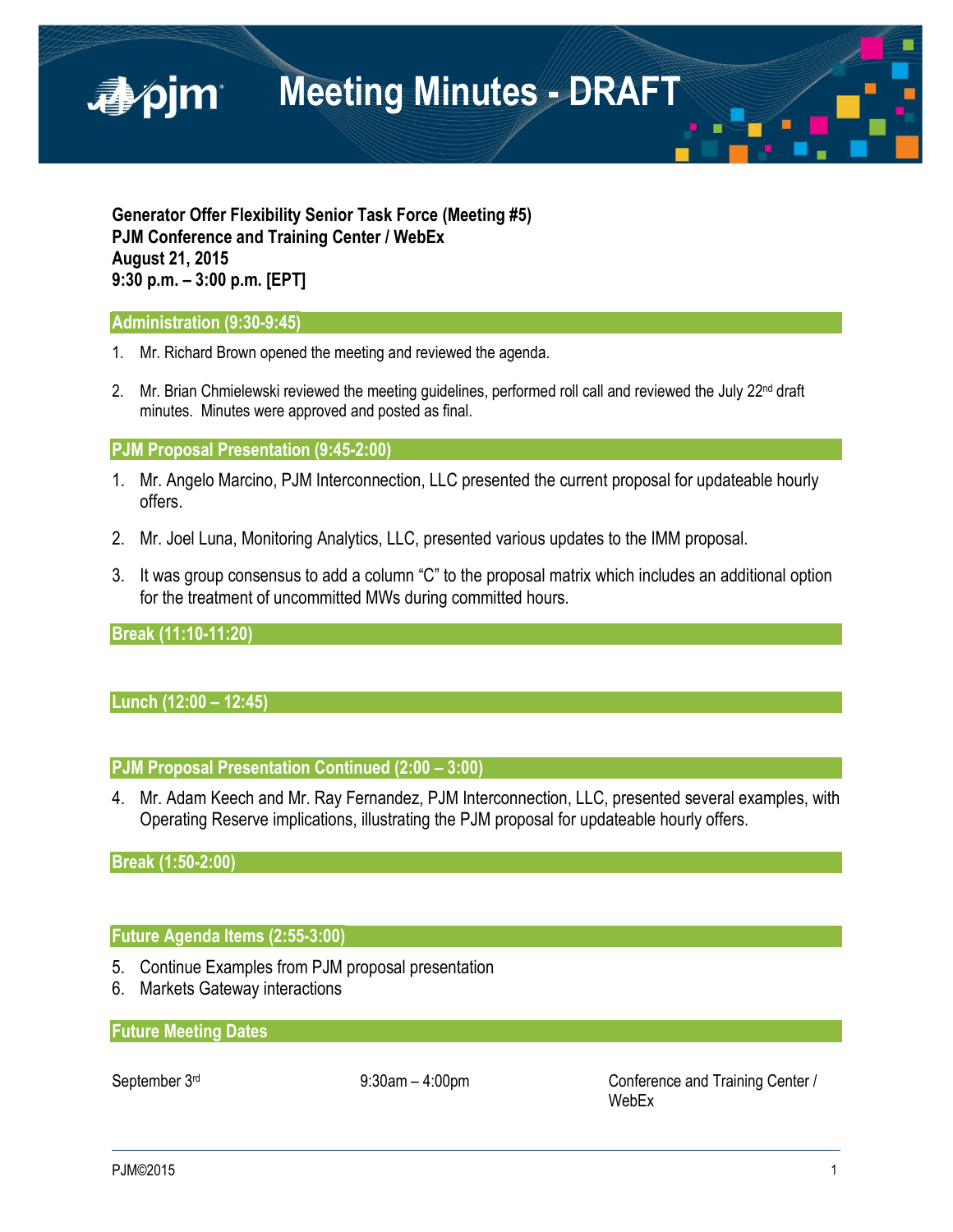# Meeting Minutes - DRAFT

**Generator Offer Flexibility Senior Task Force (Meeting #5)**
**PJM Conference and Training Center / WebEx**
**August 21, 2015**
**9:30 p.m. – 3:00 p.m. [EPT]**

## Administration (9:30-9:45)

1. Mr. Richard Brown opened the meeting and reviewed the agenda.

2. Mr. Brian Chmielewski reviewed the meeting guidelines, performed roll call and reviewed the July 22nd draft minutes. Minutes were approved and posted as final.

## PJM Proposal Presentation (9:45-2:00)

1. Mr. Angelo Marcino, PJM Interconnection, LLC presented the current proposal for updateable hourly offers.

2. Mr. Joel Luna, Monitoring Analytics, LLC, presented various updates to the IMM proposal.

3. It was group consensus to add a column "C" to the proposal matrix which includes an additional option for the treatment of uncommitted MWs during committed hours.

## Break (11:10-11:20)

## Lunch (12:00 – 12:45)

## PJM Proposal Presentation Continued (2:00 – 3:00)

4. Mr. Adam Keech and Mr. Ray Fernandez, PJM Interconnection, LLC, presented several examples, with Operating Reserve implications, illustrating the PJM proposal for updateable hourly offers.

## Break (1:50-2:00)

## Future Agenda Items (2:55-3:00)

5. Continue Examples from PJM proposal presentation
6. Markets Gateway interactions

## Future Meeting Dates

| | | |
|---|---|---|
| September 3rd | 9:30am – 4:00pm | Conference and Training Center / WebEx |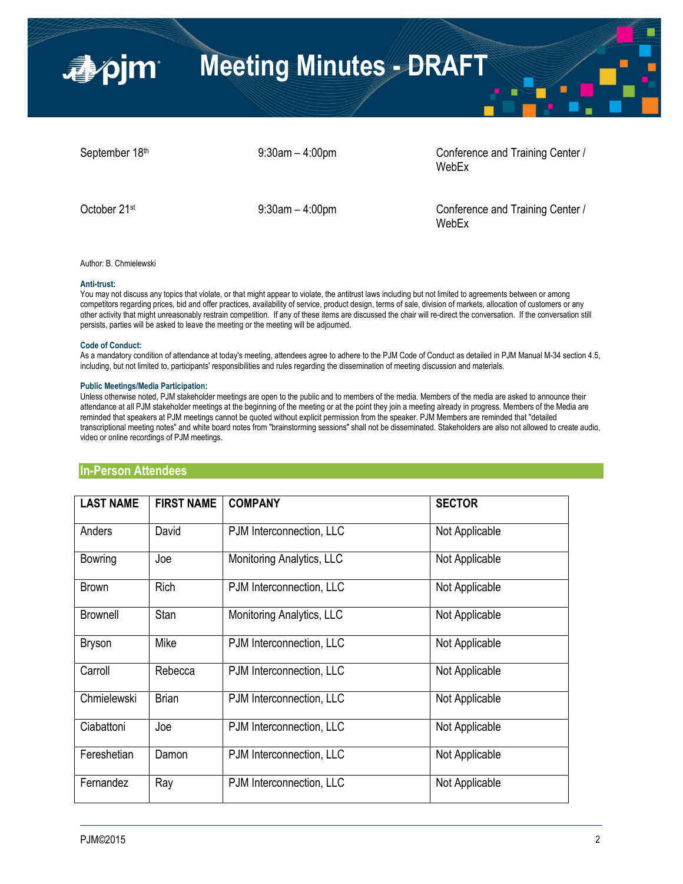# Meeting Minutes - DRAFT

| | | |
|---|---|---|
| September 18th | 9:30am – 4:00pm | Conference and Training Center / WebEx |
| October 21st | 9:30am – 4:00pm | Conference and Training Center / WebEx |

Author: B. Chmielewski

**Anti-trust:**
You may not discuss any topics that violate, or that might appear to violate, the antitrust laws including but not limited to agreements between or among competitors regarding prices, bid and offer practices, availability of service, product design, terms of sale, division of markets, allocation of customers or any other activity that might unreasonably restrain competition. If any of these items are discussed the chair will re-direct the conversation. If the conversation still persists, parties will be asked to leave the meeting or the meeting will be adjourned.

**Code of Conduct:**
As a mandatory condition of attendance at today's meeting, attendees agree to adhere to the PJM Code of Conduct as detailed in PJM Manual M-34 section 4.5, including, but not limited to, participants' responsibilities and rules regarding the dissemination of meeting discussion and materials.

**Public Meetings/Media Participation:**
Unless otherwise noted, PJM stakeholder meetings are open to the public and to members of the media. Members of the media are asked to announce their attendance at all PJM stakeholder meetings at the beginning of the meeting or at the point they join a meeting already in progress. Members of the Media are reminded that speakers at PJM meetings cannot be quoted without explicit permission from the speaker. PJM Members are reminded that "detailed transcriptional meeting notes" and white board notes from "brainstorming sessions" shall not be disseminated. Stakeholders are also not allowed to create audio, video or online recordings of PJM meetings.

## In-Person Attendees

| LAST NAME | FIRST NAME | COMPANY | SECTOR |
|---|---|---|---|
| Anders | David | PJM Interconnection, LLC | Not Applicable |
| Bowring | Joe | Monitoring Analytics, LLC | Not Applicable |
| Brown | Rich | PJM Interconnection, LLC | Not Applicable |
| Brownell | Stan | Monitoring Analytics, LLC | Not Applicable |
| Bryson | Mike | PJM Interconnection, LLC | Not Applicable |
| Carroll | Rebecca | PJM Interconnection, LLC | Not Applicable |
| Chmielewski | Brian | PJM Interconnection, LLC | Not Applicable |
| Ciabattoni | Joe | PJM Interconnection, LLC | Not Applicable |
| Fereshetian | Damon | PJM Interconnection, LLC | Not Applicable |
| Fernandez | Ray | PJM Interconnection, LLC | Not Applicable |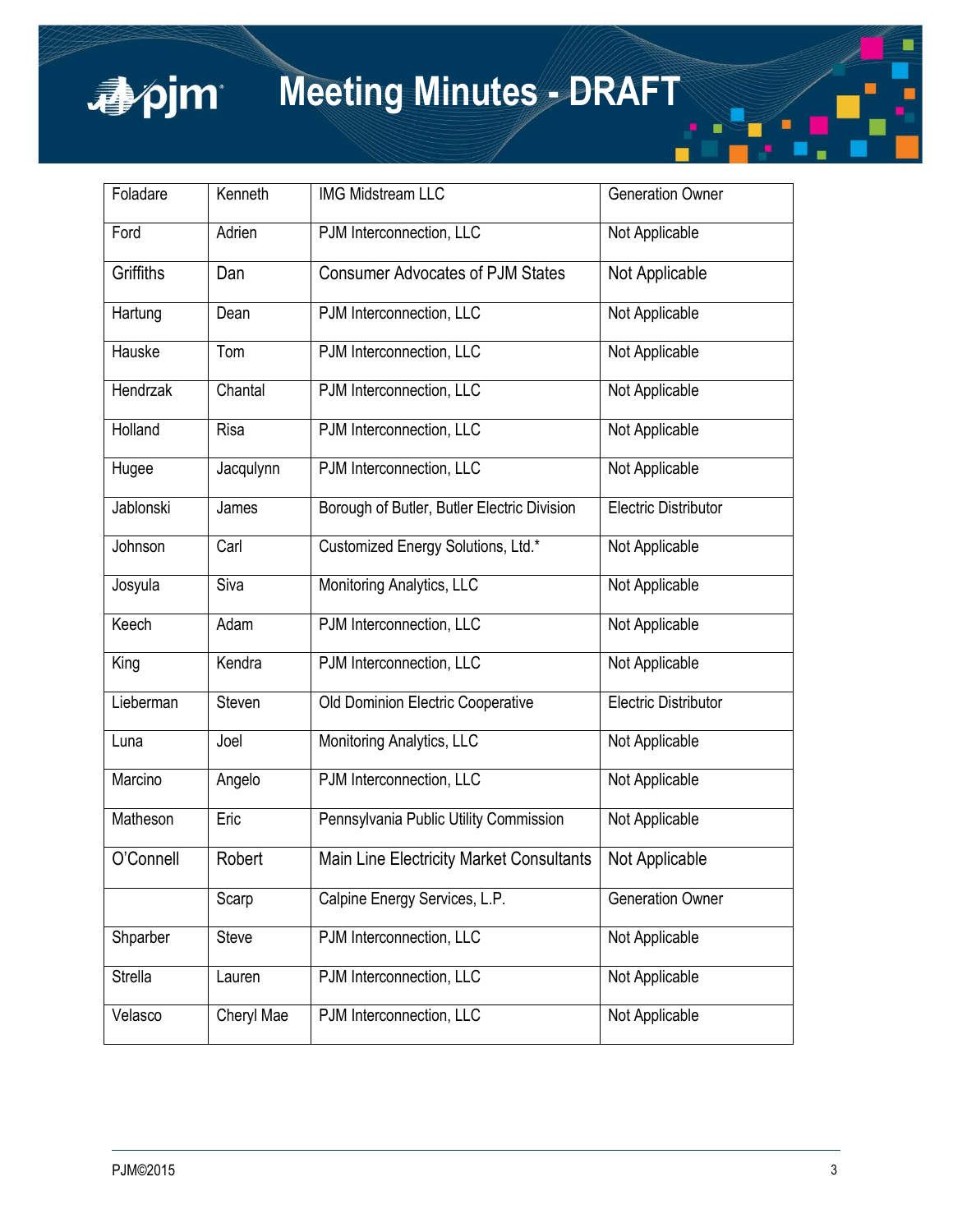| | | | |
|---|---|---|---|
| Foladare | Kenneth | IMG Midstream LLC | Generation Owner |
| Ford | Adrien | PJM Interconnection, LLC | Not Applicable |
| Griffiths | Dan | Consumer Advocates of PJM States | Not Applicable |
| Hartung | Dean | PJM Interconnection, LLC | Not Applicable |
| Hauske | Tom | PJM Interconnection, LLC | Not Applicable |
| Hendrzak | Chantal | PJM Interconnection, LLC | Not Applicable |
| Holland | Risa | PJM Interconnection, LLC | Not Applicable |
| Hugee | Jacqulynn | PJM Interconnection, LLC | Not Applicable |
| Jablonski | James | Borough of Butler, Butler Electric Division | Electric Distributor |
| Johnson | Carl | Customized Energy Solutions, Ltd.* | Not Applicable |
| Josyula | Siva | Monitoring Analytics, LLC | Not Applicable |
| Keech | Adam | PJM Interconnection, LLC | Not Applicable |
| King | Kendra | PJM Interconnection, LLC | Not Applicable |
| Lieberman | Steven | Old Dominion Electric Cooperative | Electric Distributor |
| Luna | Joel | Monitoring Analytics, LLC | Not Applicable |
| Marcino | Angelo | PJM Interconnection, LLC | Not Applicable |
| Matheson | Eric | Pennsylvania Public Utility Commission | Not Applicable |
| O'Connell | Robert | Main Line Electricity Market Consultants | Not Applicable |
| | Scarp | Calpine Energy Services, L.P. | Generation Owner |
| Shparber | Steve | PJM Interconnection, LLC | Not Applicable |
| Strella | Lauren | PJM Interconnection, LLC | Not Applicable |
| Velasco | Cheryl Mae | PJM Interconnection, LLC | Not Applicable |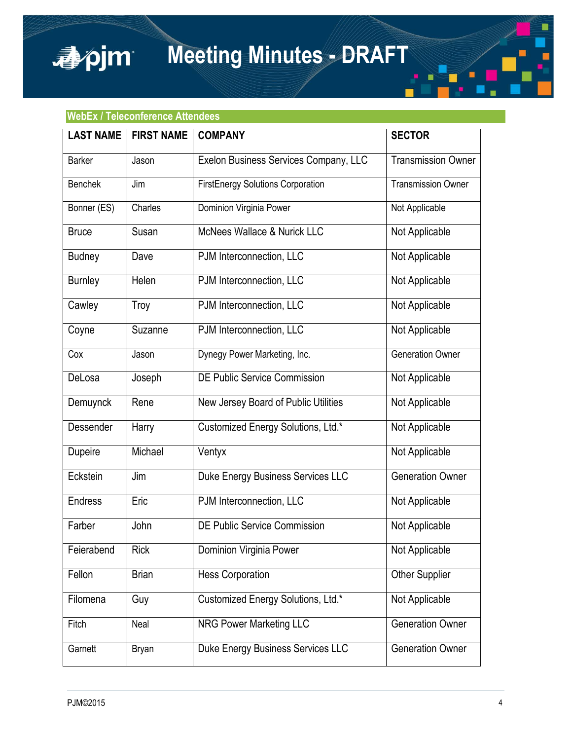## WebEx / Teleconference Attendees

| LAST NAME | FIRST NAME | COMPANY | SECTOR |
|---|---|---|---|
| Barker | Jason | Exelon Business Services Company, LLC | Transmission Owner |
| Benchek | Jim | FirstEnergy Solutions Corporation | Transmission Owner |
| Bonner (ES) | Charles | Dominion Virginia Power | Not Applicable |
| Bruce | Susan | McNees Wallace & Nurick LLC | Not Applicable |
| Budney | Dave | PJM Interconnection, LLC | Not Applicable |
| Burnley | Helen | PJM Interconnection, LLC | Not Applicable |
| Cawley | Troy | PJM Interconnection, LLC | Not Applicable |
| Coyne | Suzanne | PJM Interconnection, LLC | Not Applicable |
| Cox | Jason | Dynegy Power Marketing, Inc. | Generation Owner |
| DeLosa | Joseph | DE Public Service Commission | Not Applicable |
| Demuynck | Rene | New Jersey Board of Public Utilities | Not Applicable |
| Dessender | Harry | Customized Energy Solutions, Ltd.* | Not Applicable |
| Dupeire | Michael | Ventyx | Not Applicable |
| Eckstein | Jim | Duke Energy Business Services LLC | Generation Owner |
| Endress | Eric | PJM Interconnection, LLC | Not Applicable |
| Farber | John | DE Public Service Commission | Not Applicable |
| Feierabend | Rick | Dominion Virginia Power | Not Applicable |
| Fellon | Brian | Hess Corporation | Other Supplier |
| Filomena | Guy | Customized Energy Solutions, Ltd.* | Not Applicable |
| Fitch | Neal | NRG Power Marketing LLC | Generation Owner |
| Garnett | Bryan | Duke Energy Business Services LLC | Generation Owner |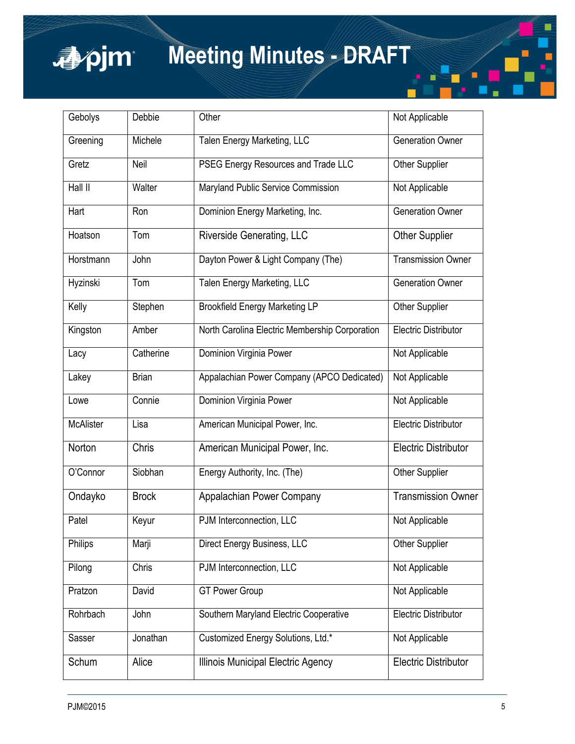| Gebolys | Debbie | Other | Not Applicable |
|---|---|---|---|
| Greening | Michele | Talen Energy Marketing, LLC | Generation Owner |
| Gretz | Neil | PSEG Energy Resources and Trade LLC | Other Supplier |
| Hall II | Walter | Maryland Public Service Commission | Not Applicable |
| Hart | Ron | Dominion Energy Marketing, Inc. | Generation Owner |
| Hoatson | Tom | Riverside Generating, LLC | Other Supplier |
| Horstmann | John | Dayton Power & Light Company (The) | Transmission Owner |
| Hyzinski | Tom | Talen Energy Marketing, LLC | Generation Owner |
| Kelly | Stephen | Brookfield Energy Marketing LP | Other Supplier |
| Kingston | Amber | North Carolina Electric Membership Corporation | Electric Distributor |
| Lacy | Catherine | Dominion Virginia Power | Not Applicable |
| Lakey | Brian | Appalachian Power Company (APCO Dedicated) | Not Applicable |
| Lowe | Connie | Dominion Virginia Power | Not Applicable |
| McAlister | Lisa | American Municipal Power, Inc. | Electric Distributor |
| Norton | Chris | American Municipal Power, Inc. | Electric Distributor |
| O'Connor | Siobhan | Energy Authority, Inc. (The) | Other Supplier |
| Ondayko | Brock | Appalachian Power Company | Transmission Owner |
| Patel | Keyur | PJM Interconnection, LLC | Not Applicable |
| Philips | Marji | Direct Energy Business, LLC | Other Supplier |
| Pilong | Chris | PJM Interconnection, LLC | Not Applicable |
| Pratzon | David | GT Power Group | Not Applicable |
| Rohrbach | John | Southern Maryland Electric Cooperative | Electric Distributor |
| Sasser | Jonathan | Customized Energy Solutions, Ltd.* | Not Applicable |
| Schum | Alice | Illinois Municipal Electric Agency | Electric Distributor |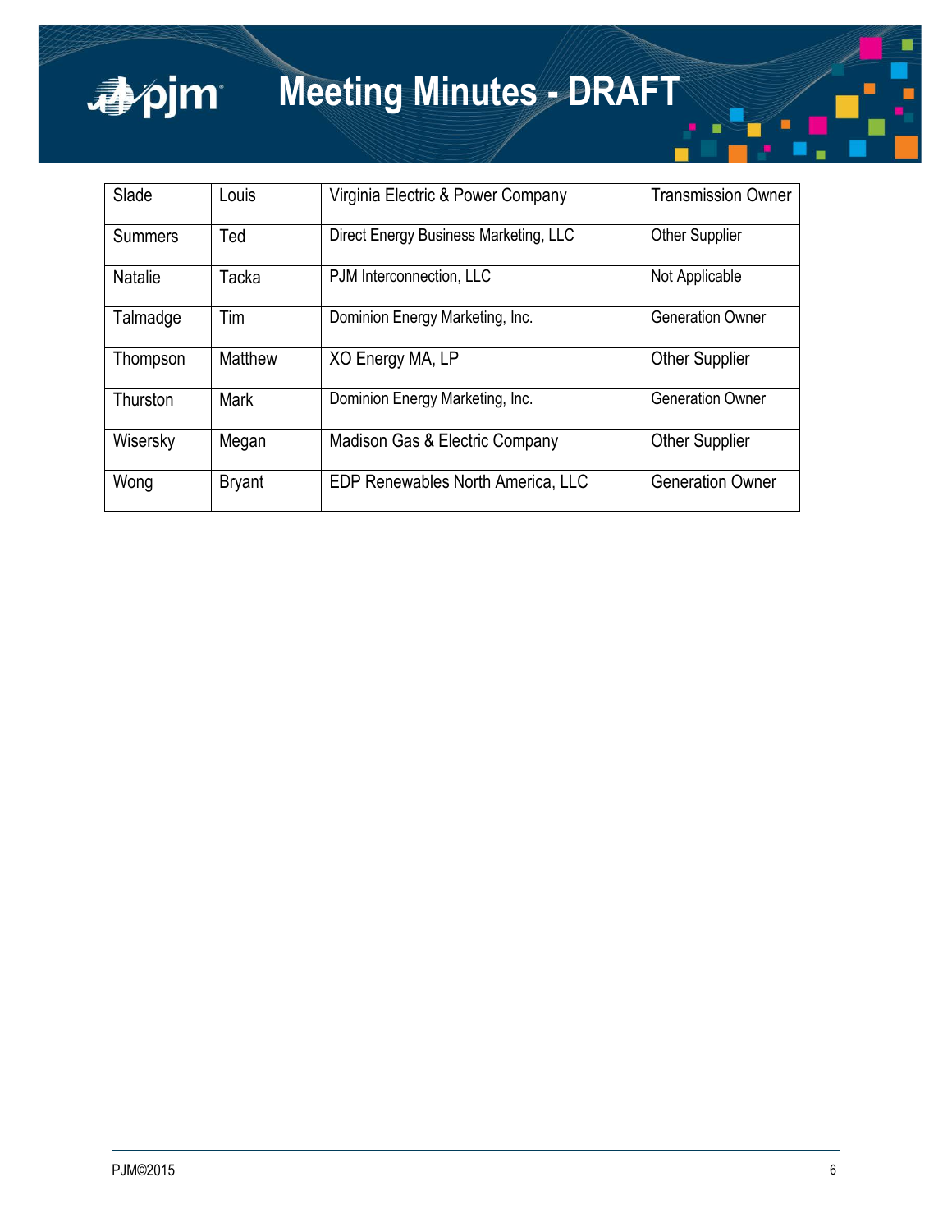| | | | |
|---|---|---|---|
| Slade | Louis | Virginia Electric & Power Company | Transmission Owner |
| Summers | Ted | Direct Energy Business Marketing, LLC | Other Supplier |
| Natalie | Tacka | PJM Interconnection, LLC | Not Applicable |
| Talmadge | Tim | Dominion Energy Marketing, Inc. | Generation Owner |
| Thompson | Matthew | XO Energy MA, LP | Other Supplier |
| Thurston | Mark | Dominion Energy Marketing, Inc. | Generation Owner |
| Wisersky | Megan | Madison Gas & Electric Company | Other Supplier |
| Wong | Bryant | EDP Renewables North America, LLC | Generation Owner |